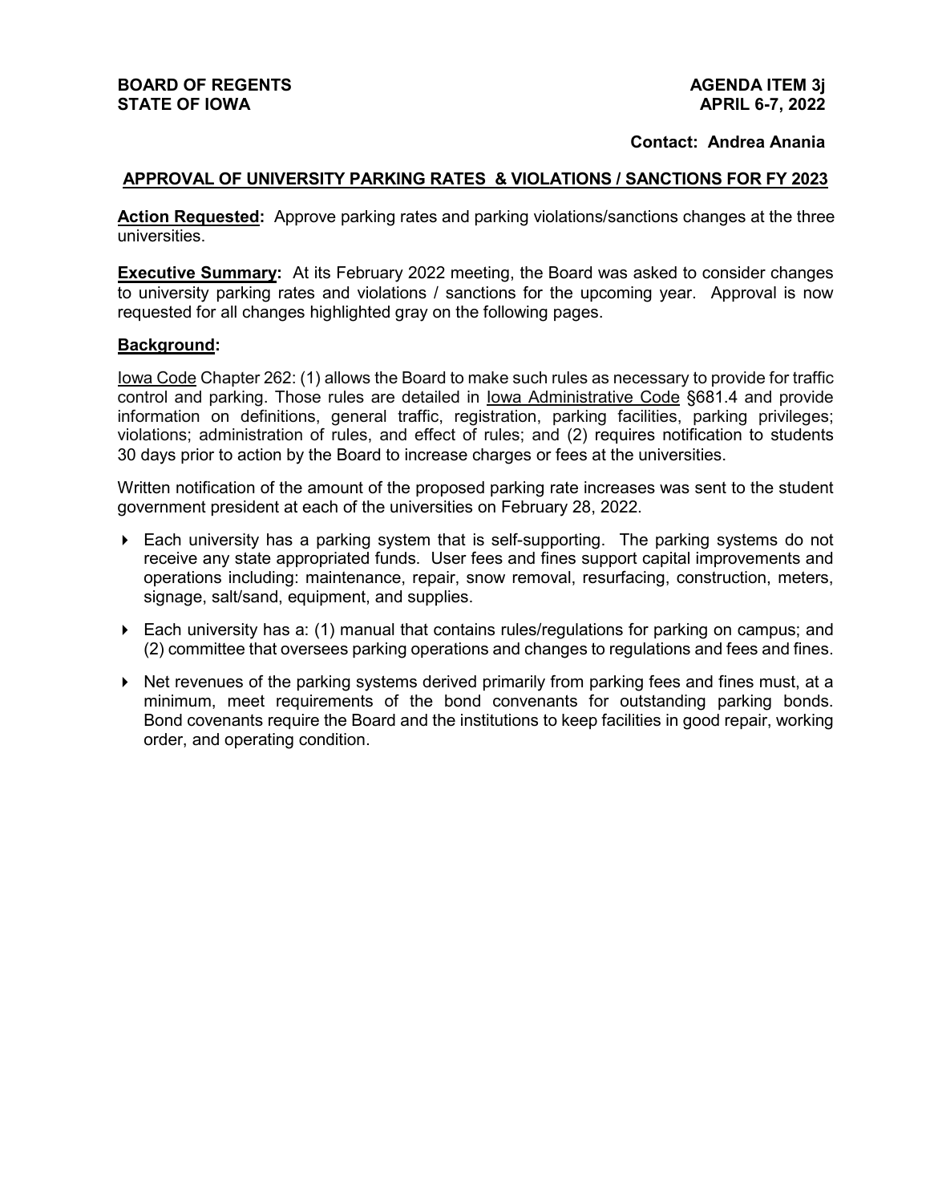**BOARD OF REGENTS**
**STATE OF IOWA**

**AGENDA ITEM 3j**
**APRIL 6-7, 2022**

**Contact: Andrea Anania**

## APPROVAL OF UNIVERSITY PARKING RATES & VIOLATIONS / SANCTIONS FOR FY 2023

**Action Requested:** Approve parking rates and parking violations/sanctions changes at the three universities.

**Executive Summary:** At its February 2022 meeting, the Board was asked to consider changes to university parking rates and violations / sanctions for the upcoming year. Approval is now requested for all changes highlighted gray on the following pages.

**Background:**

Iowa Code Chapter 262: (1) allows the Board to make such rules as necessary to provide for traffic control and parking. Those rules are detailed in Iowa Administrative Code §681.4 and provide information on definitions, general traffic, registration, parking facilities, parking privileges; violations; administration of rules, and effect of rules; and (2) requires notification to students 30 days prior to action by the Board to increase charges or fees at the universities.

Written notification of the amount of the proposed parking rate increases was sent to the student government president at each of the universities on February 28, 2022.

- Each university has a parking system that is self-supporting. The parking systems do not receive any state appropriated funds. User fees and fines support capital improvements and operations including: maintenance, repair, snow removal, resurfacing, construction, meters, signage, salt/sand, equipment, and supplies.
- Each university has a: (1) manual that contains rules/regulations for parking on campus; and (2) committee that oversees parking operations and changes to regulations and fees and fines.
- Net revenues of the parking systems derived primarily from parking fees and fines must, at a minimum, meet requirements of the bond convenants for outstanding parking bonds. Bond covenants require the Board and the institutions to keep facilities in good repair, working order, and operating condition.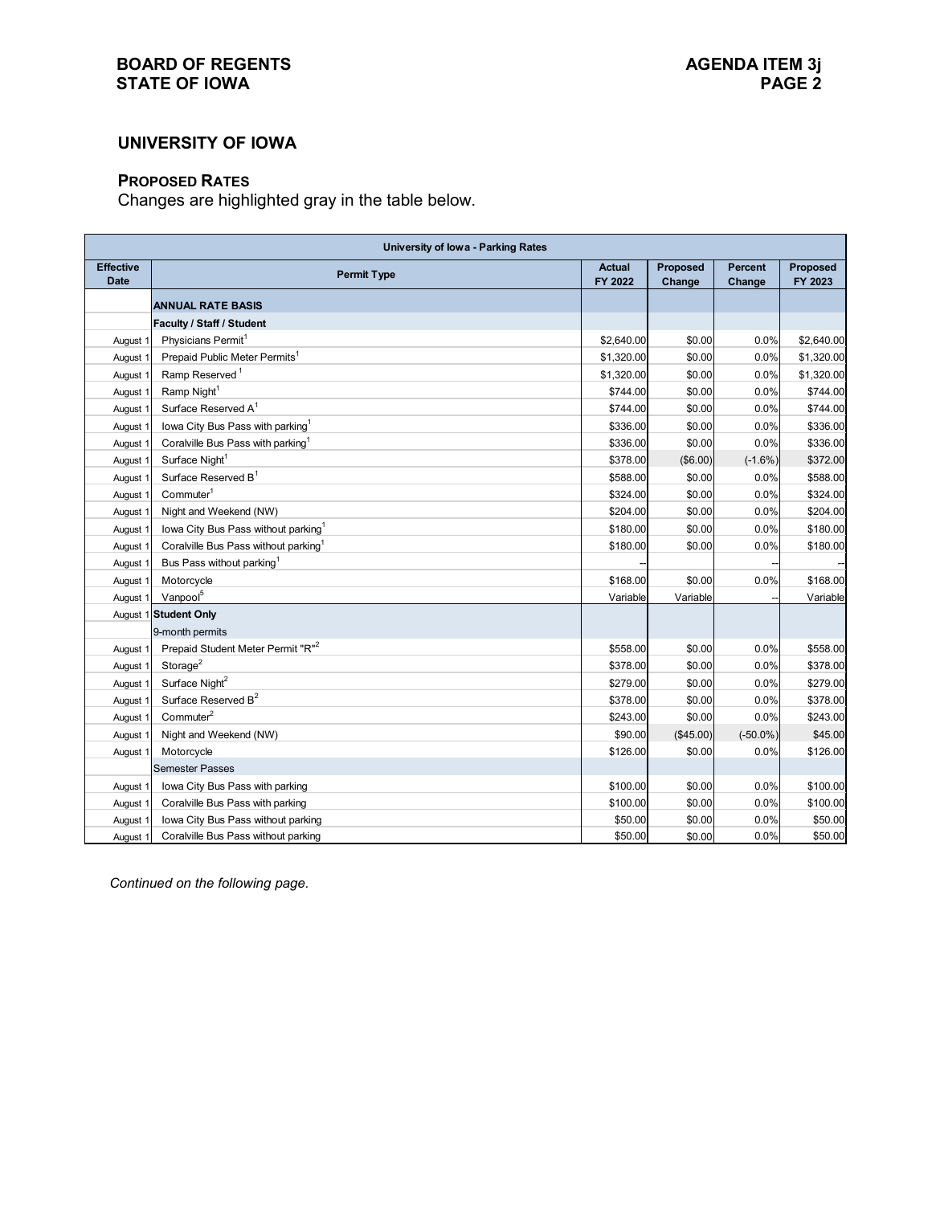## UNIVERSITY OF IOWA

### PROPOSED RATES

Changes are highlighted gray in the table below.

| University of Iowa - Parking Rates | | | | | |
|---|---|---|---|---|---|
| **Effective Date** | **Permit Type** | **Actual FY 2022** | **Proposed Change** | **Percent Change** | **Proposed FY 2023** |
| | **ANNUAL RATE BASIS** | | | | |
| | **Faculty / Staff / Student** | | | | |
| August 1 | Physicians Permit[1] | $2,640.00 | $0.00 | 0.0% | $2,640.00 |
| August 1 | Prepaid Public Meter Permits[1] | $1,320.00 | $0.00 | 0.0% | $1,320.00 |
| August 1 | Ramp Reserved [1] | $1,320.00 | $0.00 | 0.0% | $1,320.00 |
| August 1 | Ramp Night[1] | $744.00 | $0.00 | 0.0% | $744.00 |
| August 1 | Surface Reserved A[1] | $744.00 | $0.00 | 0.0% | $744.00 |
| August 1 | Iowa City Bus Pass with parking[1] | $336.00 | $0.00 | 0.0% | $336.00 |
| August 1 | Coralville Bus Pass with parking[1] | $336.00 | $0.00 | 0.0% | $336.00 |
| August 1 | Surface Night[1] | $378.00 | ($6.00) | (-1.6%) | $372.00 |
| August 1 | Surface Reserved B[1] | $588.00 | $0.00 | 0.0% | $588.00 |
| August 1 | Commuter[1] | $324.00 | $0.00 | 0.0% | $324.00 |
| August 1 | Night and Weekend (NW) | $204.00 | $0.00 | 0.0% | $204.00 |
| August 1 | Iowa City Bus Pass without parking[1] | $180.00 | $0.00 | 0.0% | $180.00 |
| August 1 | Coralville Bus Pass without parking[1] | $180.00 | $0.00 | 0.0% | $180.00 |
| August 1 | Bus Pass without parking[1] | -- | | -- | -- |
| August 1 | Motorcycle | $168.00 | $0.00 | 0.0% | $168.00 |
| August 1 | Vanpool[5] | Variable | Variable | -- | Variable |
| August 1 | **Student Only** | | | | |
| | 9-month permits | | | | |
| August 1 | Prepaid Student Meter Permit "R"[2] | $558.00 | $0.00 | 0.0% | $558.00 |
| August 1 | Storage[2] | $378.00 | $0.00 | 0.0% | $378.00 |
| August 1 | Surface Night[2] | $279.00 | $0.00 | 0.0% | $279.00 |
| August 1 | Surface Reserved B[2] | $378.00 | $0.00 | 0.0% | $378.00 |
| August 1 | Commuter[2] | $243.00 | $0.00 | 0.0% | $243.00 |
| August 1 | Night and Weekend (NW) | $90.00 | ($45.00) | (-50.0%) | $45.00 |
| August 1 | Motorcycle | $126.00 | $0.00 | 0.0% | $126.00 |
| | Semester Passes | | | | |
| August 1 | Iowa City Bus Pass with parking | $100.00 | $0.00 | 0.0% | $100.00 |
| August 1 | Coralville Bus Pass with parking | $100.00 | $0.00 | 0.0% | $100.00 |
| August 1 | Iowa City Bus Pass without parking | $50.00 | $0.00 | 0.0% | $50.00 |
| August 1 | Coralville Bus Pass without parking | $50.00 | $0.00 | 0.0% | $50.00 |

*Continued on the following page.*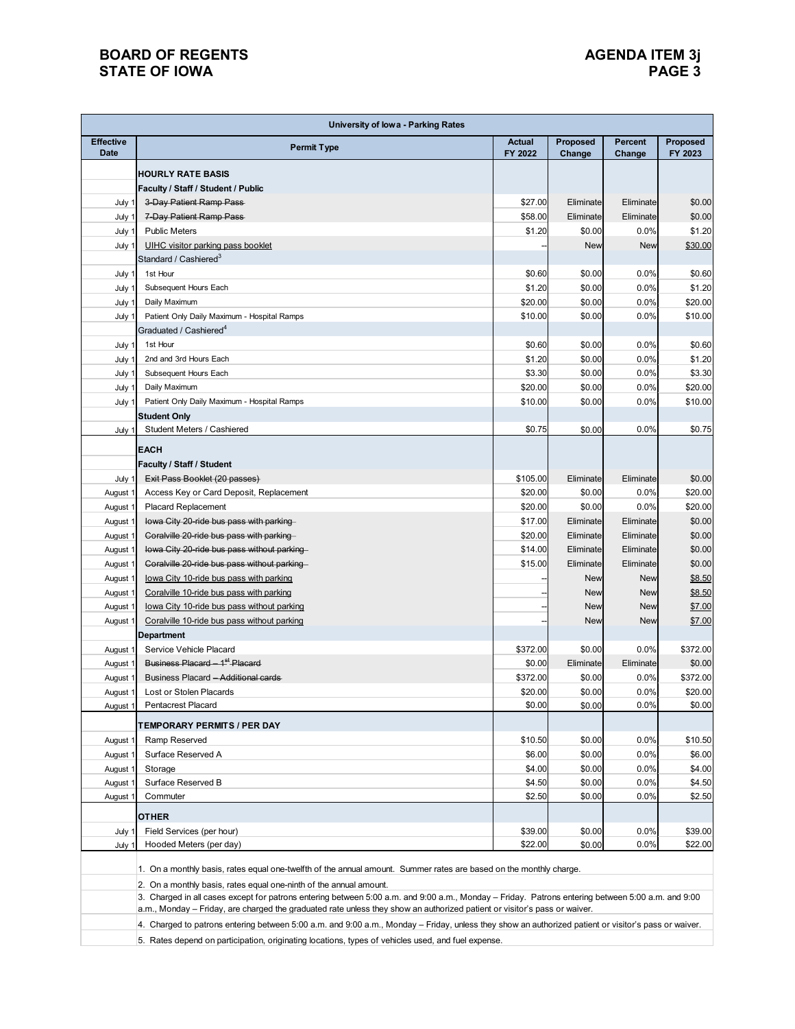| University of Iowa - Parking Rates | | | | | |
|---|---|---|---|---|---|
| Effective Date | Permit Type | Actual FY 2022 | Proposed Change | Percent Change | Proposed FY 2023 |
| | **HOURLY RATE BASIS** | | | | |
| | **Faculty / Staff / Student / Public** | | | | |
| July 1 | ~~3-Day Patient Ramp Pass~~ | $27.00 | Eliminate | Eliminate | $0.00 |
| July 1 | ~~7-Day Patient Ramp Pass~~ | $58.00 | Eliminate | Eliminate | $0.00 |
| July 1 | Public Meters | $1.20 | $0.00 | 0.0% | $1.20 |
| July 1 | UIHC visitor parking pass booklet | -- | New | New | $30.00 |
| | Standard / Cashiered[3] | | | | |
| July 1 | 1st Hour | $0.60 | $0.00 | 0.0% | $0.60 |
| July 1 | Subsequent Hours Each | $1.20 | $0.00 | 0.0% | $1.20 |
| July 1 | Daily Maximum | $20.00 | $0.00 | 0.0% | $20.00 |
| July 1 | Patient Only Daily Maximum - Hospital Ramps | $10.00 | $0.00 | 0.0% | $10.00 |
| | Graduated / Cashiered[4] | | | | |
| July 1 | 1st Hour | $0.60 | $0.00 | 0.0% | $0.60 |
| July 1 | 2nd and 3rd Hours Each | $1.20 | $0.00 | 0.0% | $1.20 |
| July 1 | Subsequent Hours Each | $3.30 | $0.00 | 0.0% | $3.30 |
| July 1 | Daily Maximum | $20.00 | $0.00 | 0.0% | $20.00 |
| July 1 | Patient Only Daily Maximum - Hospital Ramps | $10.00 | $0.00 | 0.0% | $10.00 |
| | **Student Only** | | | | |
| July 1 | Student Meters / Cashiered | $0.75 | $0.00 | 0.0% | $0.75 |
| | **EACH** | | | | |
| | **Faculty / Staff / Student** | | | | |
| July 1 | ~~Exit Pass Booklet (20 passes)~~ | $105.00 | Eliminate | Eliminate | $0.00 |
| August 1 | Access Key or Card Deposit, Replacement | $20.00 | $0.00 | 0.0% | $20.00 |
| August 1 | Placard Replacement | $20.00 | $0.00 | 0.0% | $20.00 |
| August 1 | ~~Iowa City 20-ride bus pass with parking~~ | $17.00 | Eliminate | Eliminate | $0.00 |
| August 1 | ~~Coralville 20-ride bus pass with parking~~ | $20.00 | Eliminate | Eliminate | $0.00 |
| August 1 | ~~Iowa City 20-ride bus pass without parking~~ | $14.00 | Eliminate | Eliminate | $0.00 |
| August 1 | ~~Coralville 20-ride bus pass without parking~~ | $15.00 | Eliminate | Eliminate | $0.00 |
| August 1 | Iowa City 10-ride bus pass with parking | -- | New | New | $8.50 |
| August 1 | Coralville 10-ride bus pass with parking | -- | New | New | $8.50 |
| August 1 | Iowa City 10-ride bus pass without parking | -- | New | New | $7.00 |
| August 1 | Coralville 10-ride bus pass without parking | -- | New | New | $7.00 |
| | **Department** | | | | |
| August 1 | Service Vehicle Placard | $372.00 | $0.00 | 0.0% | $372.00 |
| August 1 | ~~Business Placard – 1st Placard~~ | $0.00 | Eliminate | Eliminate | $0.00 |
| August 1 | Business Placard ~~– Additional cards~~ | $372.00 | $0.00 | 0.0% | $372.00 |
| August 1 | Lost or Stolen Placards | $20.00 | $0.00 | 0.0% | $20.00 |
| August 1 | Pentacrest Placard | $0.00 | $0.00 | 0.0% | $0.00 |
| | **TEMPORARY PERMITS / PER DAY** | | | | |
| August 1 | Ramp Reserved | $10.50 | $0.00 | 0.0% | $10.50 |
| August 1 | Surface Reserved A | $6.00 | $0.00 | 0.0% | $6.00 |
| August 1 | Storage | $4.00 | $0.00 | 0.0% | $4.00 |
| August 1 | Surface Reserved B | $4.50 | $0.00 | 0.0% | $4.50 |
| August 1 | Commuter | $2.50 | $0.00 | 0.0% | $2.50 |
| | **OTHER** | | | | |
| July 1 | Field Services (per hour) | $39.00 | $0.00 | 0.0% | $39.00 |
| July 1 | Hooded Meters (per day) | $22.00 | $0.00 | 0.0% | $22.00 |

1. On a monthly basis, rates equal one-twelfth of the annual amount. Summer rates are based on the monthly charge.
2. On a monthly basis, rates equal one-ninth of the annual amount.
3. Charged in all cases except for patrons entering between 5:00 a.m. and 9:00 a.m., Monday – Friday. Patrons entering between 5:00 a.m. and 9:00 a.m., Monday – Friday, are charged the graduated rate unless they show an authorized patient or visitor's pass or waiver.
4. Charged to patrons entering between 5:00 a.m. and 9:00 a.m., Monday – Friday, unless they show an authorized patient or visitor's pass or waiver.
5. Rates depend on participation, originating locations, types of vehicles used, and fuel expense.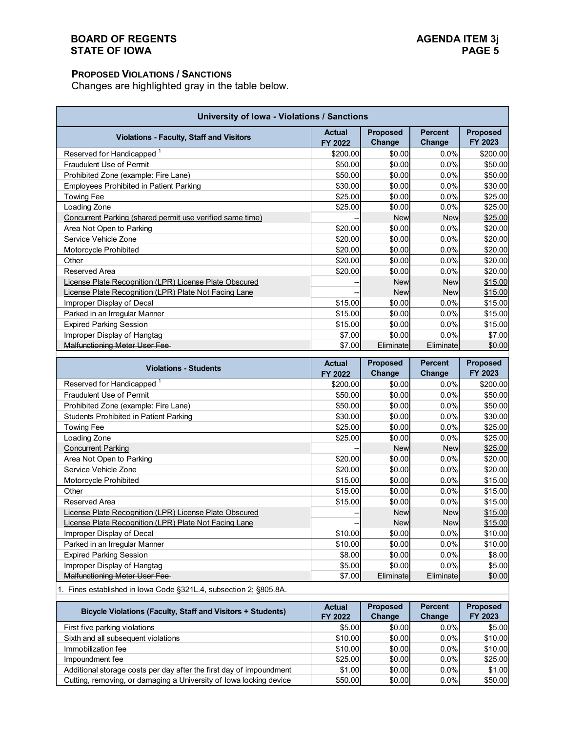**PROPOSED VIOLATIONS / SANCTIONS**
Changes are highlighted gray in the table below.

| University of Iowa - Violations / Sanctions | | | | |
|---|---|---|---|---|
| **Violations - Faculty, Staff and Visitors** | **Actual FY 2022** | **Proposed Change** | **Percent Change** | **Proposed FY 2023** |
| Reserved for Handicapped [1] | $200.00 | $0.00 | 0.0% | $200.00 |
| Fraudulent Use of Permit | $50.00 | $0.00 | 0.0% | $50.00 |
| Prohibited Zone (example: Fire Lane) | $50.00 | $0.00 | 0.0% | $50.00 |
| Employees Prohibited in Patient Parking | $30.00 | $0.00 | 0.0% | $30.00 |
| Towing Fee | $25.00 | $0.00 | 0.0% | $25.00 |
| Loading Zone | $25.00 | $0.00 | 0.0% | $25.00 |
| <u>Concurrent Parking (shared permit use verified same time)</u> | -- | New | New | <u>$25.00</u> |
| Area Not Open to Parking | $20.00 | $0.00 | 0.0% | $20.00 |
| Service Vehicle Zone | $20.00 | $0.00 | 0.0% | $20.00 |
| Motorcycle Prohibited | $20.00 | $0.00 | 0.0% | $20.00 |
| Other | $20.00 | $0.00 | 0.0% | $20.00 |
| Reserved Area | $20.00 | $0.00 | 0.0% | $20.00 |
| <u>License Plate Recognition (LPR) License Plate Obscured</u> | -- | New | New | <u>$15.00</u> |
| <u>License Plate Recognition (LPR) Plate Not Facing Lane</u> | -- | New | New | <u>$15.00</u> |
| Improper Display of Decal | $15.00 | $0.00 | 0.0% | $15.00 |
| Parked in an Irregular Manner | $15.00 | $0.00 | 0.0% | $15.00 |
| Expired Parking Session | $15.00 | $0.00 | 0.0% | $15.00 |
| Improper Display of Hangtag | $7.00 | $0.00 | 0.0% | $7.00 |
| ~~Malfunctioning Meter User Fee~~ | $7.00 | Eliminate | Eliminate | $0.00 |
| **Violations - Students** | **Actual FY 2022** | **Proposed Change** | **Percent Change** | **Proposed FY 2023** |
| Reserved for Handicapped [1] | $200.00 | $0.00 | 0.0% | $200.00 |
| Fraudulent Use of Permit | $50.00 | $0.00 | 0.0% | $50.00 |
| Prohibited Zone (example: Fire Lane) | $50.00 | $0.00 | 0.0% | $50.00 |
| Students Prohibited in Patient Parking | $30.00 | $0.00 | 0.0% | $30.00 |
| Towing Fee | $25.00 | $0.00 | 0.0% | $25.00 |
| Loading Zone | $25.00 | $0.00 | 0.0% | $25.00 |
| <u>Concurrent Parking</u> | -- | New | New | <u>$25.00</u> |
| Area Not Open to Parking | $20.00 | $0.00 | 0.0% | $20.00 |
| Service Vehicle Zone | $20.00 | $0.00 | 0.0% | $20.00 |
| Motorcycle Prohibited | $15.00 | $0.00 | 0.0% | $15.00 |
| Other | $15.00 | $0.00 | 0.0% | $15.00 |
| Reserved Area | $15.00 | $0.00 | 0.0% | $15.00 |
| <u>License Plate Recognition (LPR) License Plate Obscured</u> | -- | New | New | <u>$15.00</u> |
| <u>License Plate Recognition (LPR) Plate Not Facing Lane</u> | -- | New | New | <u>$15.00</u> |
| Improper Display of Decal | $10.00 | $0.00 | 0.0% | $10.00 |
| Parked in an Irregular Manner | $10.00 | $0.00 | 0.0% | $10.00 |
| Expired Parking Session | $8.00 | $0.00 | 0.0% | $8.00 |
| Improper Display of Hangtag | $5.00 | $0.00 | 0.0% | $5.00 |
| ~~Malfunctioning Meter User Fee~~ | $7.00 | Eliminate | Eliminate | $0.00 |

1. Fines established in Iowa Code §321L.4, subsection 2; §805.8A.

| Bicycle Violations (Faculty, Staff and Visitors + Students) | Actual FY 2022 | Proposed Change | Percent Change | Proposed FY 2023 |
|---|---|---|---|---|
| First five parking violations | $5.00 | $0.00 | 0.0% | $5.00 |
| Sixth and all subsequent violations | $10.00 | $0.00 | 0.0% | $10.00 |
| Immobilization fee | $10.00 | $0.00 | 0.0% | $10.00 |
| Impoundment fee | $25.00 | $0.00 | 0.0% | $25.00 |
| Additional storage costs per day after the first day of impoundment | $1.00 | $0.00 | 0.0% | $1.00 |
| Cutting, removing, or damaging a University of Iowa locking device | $50.00 | $0.00 | 0.0% | $50.00 |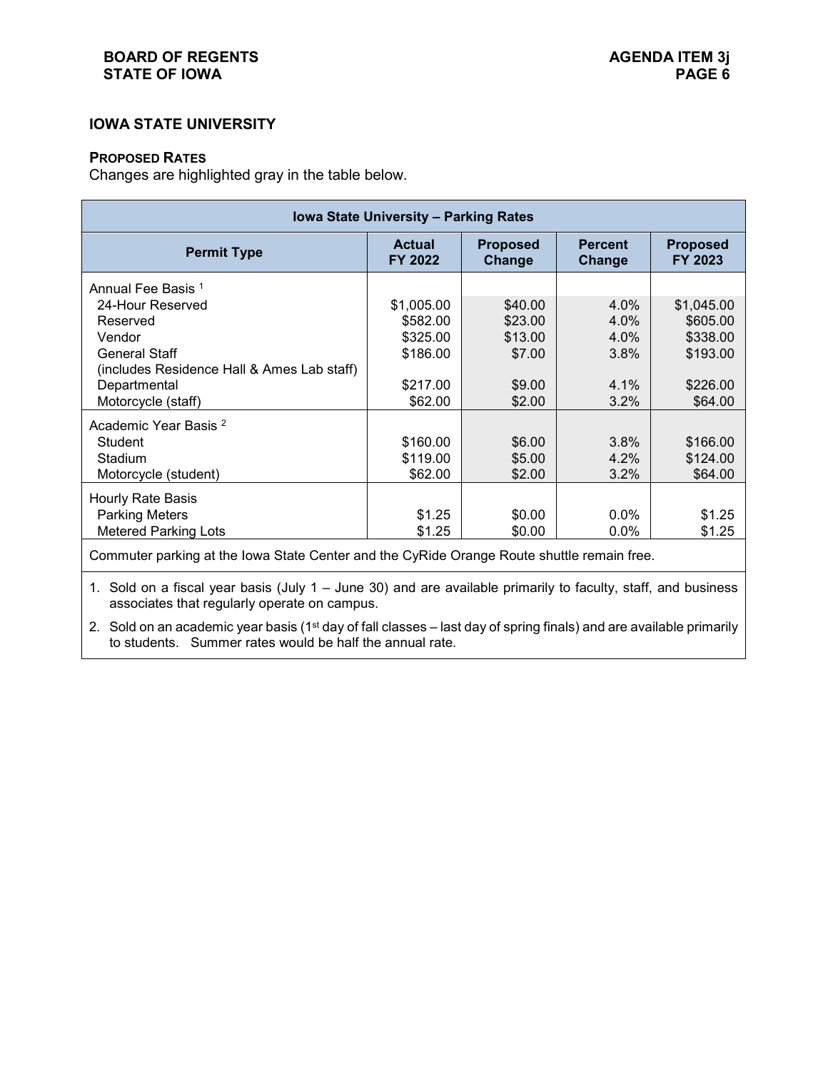## IOWA STATE UNIVERSITY

**PROPOSED RATES**

Changes are highlighted gray in the table below.

| Iowa State University – Parking Rates | | | | |
|---|---|---|---|---|
| **Permit Type** | **Actual FY 2022** | **Proposed Change** | **Percent Change** | **Proposed FY 2023** |
| Annual Fee Basis [1] | | | | |
| 24-Hour Reserved | $1,005.00 | $40.00 | 4.0% | $1,045.00 |
| Reserved | $582.00 | $23.00 | 4.0% | $605.00 |
| Vendor | $325.00 | $13.00 | 4.0% | $338.00 |
| General Staff (includes Residence Hall & Ames Lab staff) | $186.00 | $7.00 | 3.8% | $193.00 |
| Departmental | $217.00 | $9.00 | 4.1% | $226.00 |
| Motorcycle (staff) | $62.00 | $2.00 | 3.2% | $64.00 |
| Academic Year Basis [2] | | | | |
| Student | $160.00 | $6.00 | 3.8% | $166.00 |
| Stadium | $119.00 | $5.00 | 4.2% | $124.00 |
| Motorcycle (student) | $62.00 | $2.00 | 3.2% | $64.00 |
| Hourly Rate Basis | | | | |
| Parking Meters | $1.25 | $0.00 | 0.0% | $1.25 |
| Metered Parking Lots | $1.25 | $0.00 | 0.0% | $1.25 |

Commuter parking at the Iowa State Center and the CyRide Orange Route shuttle remain free.

1. Sold on a fiscal year basis (July 1 – June 30) and are available primarily to faculty, staff, and business associates that regularly operate on campus.
2. Sold on an academic year basis (1st day of fall classes – last day of spring finals) and are available primarily to students. Summer rates would be half the annual rate.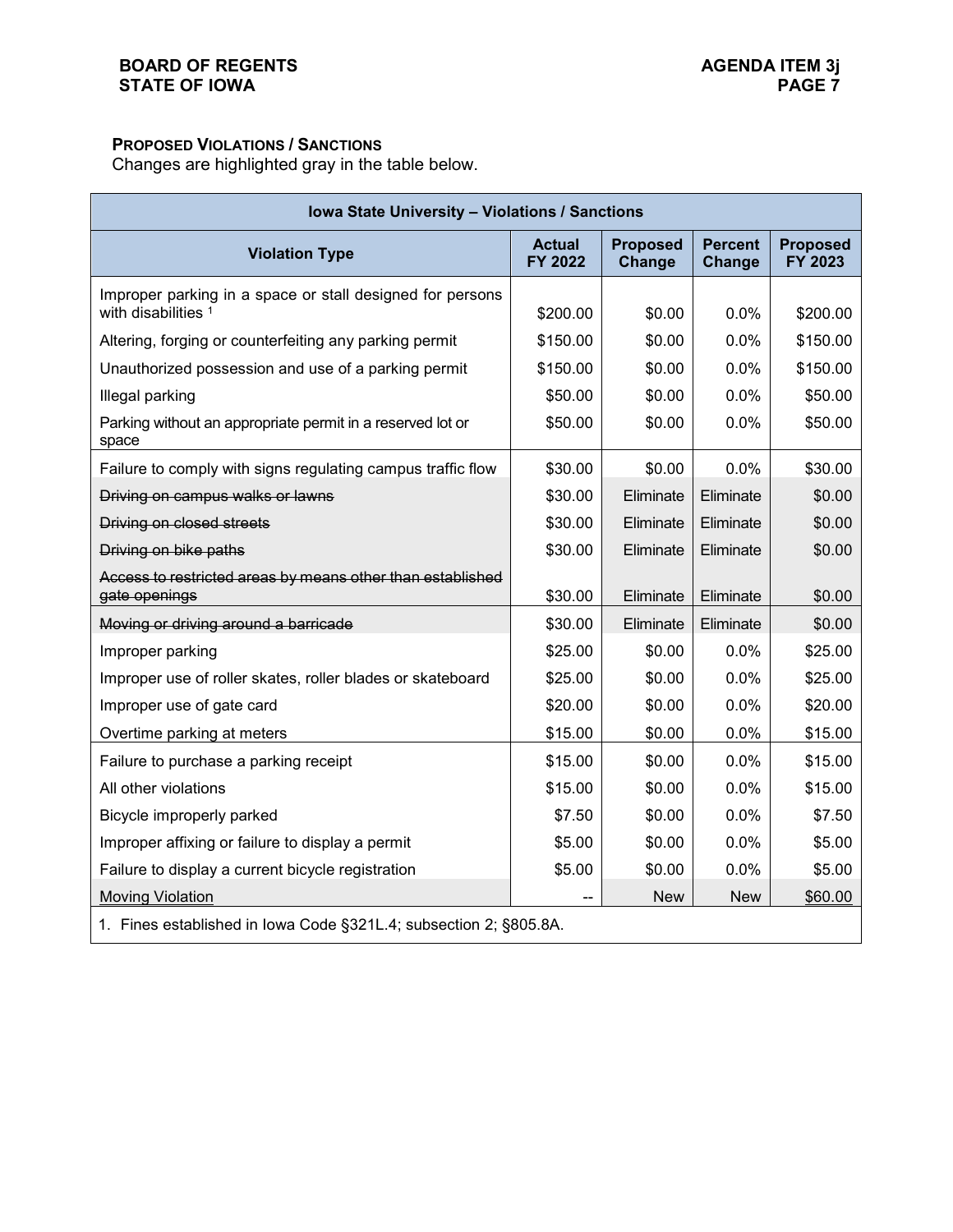### PROPOSED VIOLATIONS / SANCTIONS

Changes are highlighted gray in the table below.

| Iowa State University – Violations / Sanctions | | | | |
|---|---|---|---|---|
| **Violation Type** | **Actual FY 2022** | **Proposed Change** | **Percent Change** | **Proposed FY 2023** |
| Improper parking in a space or stall designed for persons with disabilities [1] | $200.00 | $0.00 | 0.0% | $200.00 |
| Altering, forging or counterfeiting any parking permit | $150.00 | $0.00 | 0.0% | $150.00 |
| Unauthorized possession and use of a parking permit | $150.00 | $0.00 | 0.0% | $150.00 |
| Illegal parking | $50.00 | $0.00 | 0.0% | $50.00 |
| Parking without an appropriate permit in a reserved lot or space | $50.00 | $0.00 | 0.0% | $50.00 |
| Failure to comply with signs regulating campus traffic flow | $30.00 | $0.00 | 0.0% | $30.00 |
| ~~Driving on campus walks or lawns~~ | $30.00 | Eliminate | Eliminate | $0.00 |
| ~~Driving on closed streets~~ | $30.00 | Eliminate | Eliminate | $0.00 |
| ~~Driving on bike paths~~ | $30.00 | Eliminate | Eliminate | $0.00 |
| ~~Access to restricted areas by means other than established gate openings~~ | $30.00 | Eliminate | Eliminate | $0.00 |
| ~~Moving or driving around a barricade~~ | $30.00 | Eliminate | Eliminate | $0.00 |
| Improper parking | $25.00 | $0.00 | 0.0% | $25.00 |
| Improper use of roller skates, roller blades or skateboard | $25.00 | $0.00 | 0.0% | $25.00 |
| Improper use of gate card | $20.00 | $0.00 | 0.0% | $20.00 |
| Overtime parking at meters | $15.00 | $0.00 | 0.0% | $15.00 |
| Failure to purchase a parking receipt | $15.00 | $0.00 | 0.0% | $15.00 |
| All other violations | $15.00 | $0.00 | 0.0% | $15.00 |
| Bicycle improperly parked | $7.50 | $0.00 | 0.0% | $7.50 |
| Improper affixing or failure to display a permit | $5.00 | $0.00 | 0.0% | $5.00 |
| Failure to display a current bicycle registration | $5.00 | $0.00 | 0.0% | $5.00 |
| <u>Moving Violation</u> | -- | New | New | <u>$60.00</u> |

1. Fines established in Iowa Code §321L.4; subsection 2; §805.8A.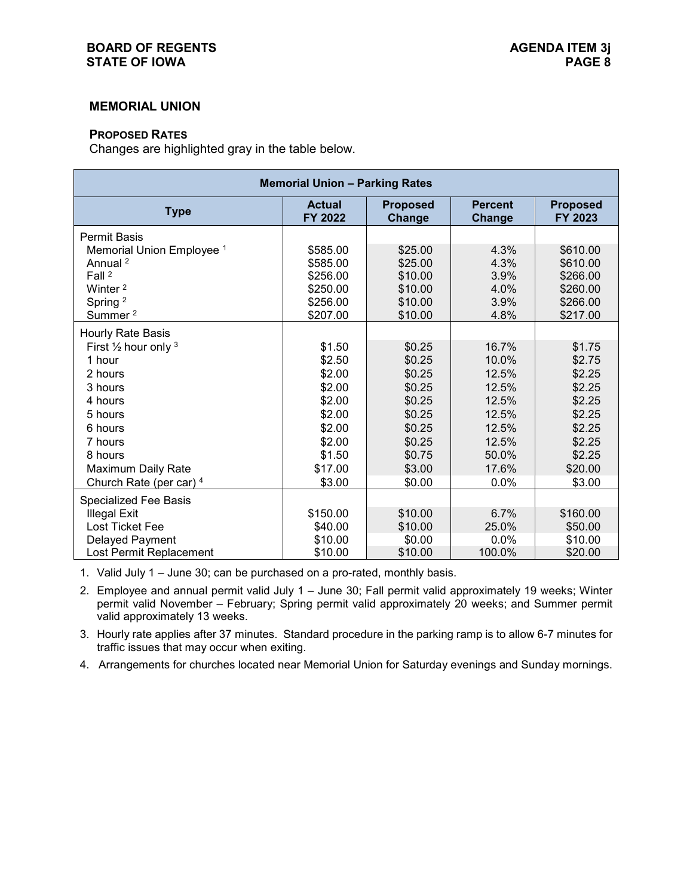## MEMORIAL UNION

**PROPOSED RATES**

Changes are highlighted gray in the table below.

| Memorial Union – Parking Rates | | | | |
|---|---|---|---|---|
| **Type** | **Actual FY 2022** | **Proposed Change** | **Percent Change** | **Proposed FY 2023** |
| Permit Basis | | | | |
| Memorial Union Employee [1] | $585.00 | $25.00 | 4.3% | $610.00 |
| Annual [2] | $585.00 | $25.00 | 4.3% | $610.00 |
| Fall [2] | $256.00 | $10.00 | 3.9% | $266.00 |
| Winter [2] | $250.00 | $10.00 | 4.0% | $260.00 |
| Spring [2] | $256.00 | $10.00 | 3.9% | $266.00 |
| Summer [2] | $207.00 | $10.00 | 4.8% | $217.00 |
| Hourly Rate Basis | | | | |
| First ½ hour only [3] | $1.50 | $0.25 | 16.7% | $1.75 |
| 1 hour | $2.50 | $0.25 | 10.0% | $2.75 |
| 2 hours | $2.00 | $0.25 | 12.5% | $2.25 |
| 3 hours | $2.00 | $0.25 | 12.5% | $2.25 |
| 4 hours | $2.00 | $0.25 | 12.5% | $2.25 |
| 5 hours | $2.00 | $0.25 | 12.5% | $2.25 |
| 6 hours | $2.00 | $0.25 | 12.5% | $2.25 |
| 7 hours | $2.00 | $0.25 | 12.5% | $2.25 |
| 8 hours | $1.50 | $0.75 | 50.0% | $2.25 |
| Maximum Daily Rate | $17.00 | $3.00 | 17.6% | $20.00 |
| Church Rate (per car) [4] | $3.00 | $0.00 | 0.0% | $3.00 |
| Specialized Fee Basis | | | | |
| Illegal Exit | $150.00 | $10.00 | 6.7% | $160.00 |
| Lost Ticket Fee | $40.00 | $10.00 | 25.0% | $50.00 |
| Delayed Payment | $10.00 | $0.00 | 0.0% | $10.00 |
| Lost Permit Replacement | $10.00 | $10.00 | 100.0% | $20.00 |

1. Valid July 1 – June 30; can be purchased on a pro-rated, monthly basis.
2. Employee and annual permit valid July 1 – June 30; Fall permit valid approximately 19 weeks; Winter permit valid November – February; Spring permit valid approximately 20 weeks; and Summer permit valid approximately 13 weeks.
3. Hourly rate applies after 37 minutes. Standard procedure in the parking ramp is to allow 6-7 minutes for traffic issues that may occur when exiting.
4. Arrangements for churches located near Memorial Union for Saturday evenings and Sunday mornings.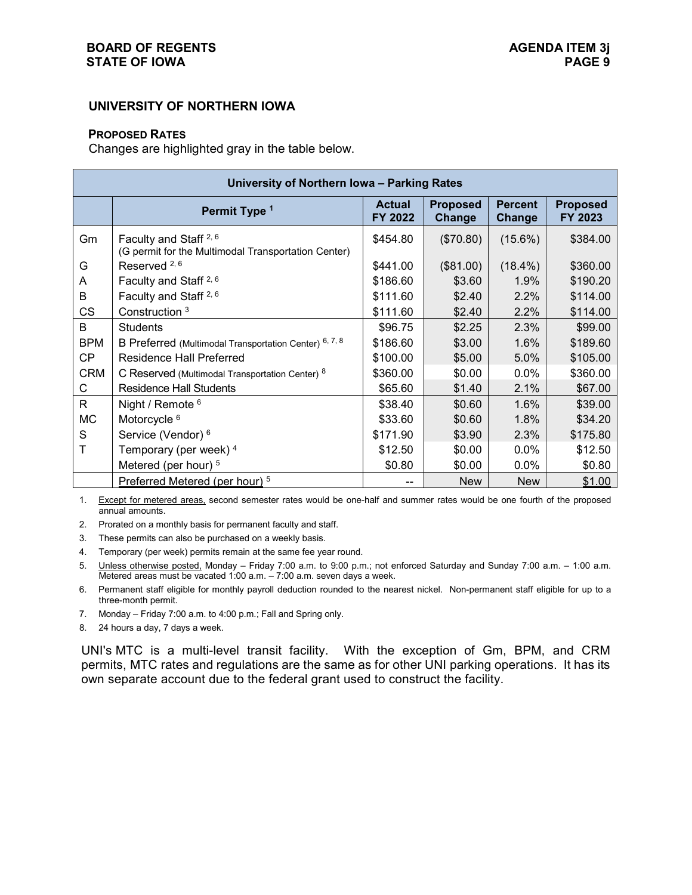## UNIVERSITY OF NORTHERN IOWA

### PROPOSED RATES

Changes are highlighted gray in the table below.

| University of Northern Iowa – Parking Rates | | | | | |
|---|---|---|---|---|---|
| | **Permit Type** [1] | **Actual FY 2022** | **Proposed Change** | **Percent Change** | **Proposed FY 2023** |
| Gm | Faculty and Staff [2, 6] (G permit for the Multimodal Transportation Center) | $454.80 | ($70.80) | (15.6%) | $384.00 |
| G | Reserved [2, 6] | $441.00 | ($81.00) | (18.4%) | $360.00 |
| A | Faculty and Staff [2, 6] | $186.60 | $3.60 | 1.9% | $190.20 |
| B | Faculty and Staff [2, 6] | $111.60 | $2.40 | 2.2% | $114.00 |
| CS | Construction [3] | $111.60 | $2.40 | 2.2% | $114.00 |
| B | Students | $96.75 | $2.25 | 2.3% | $99.00 |
| BPM | B Preferred (Multimodal Transportation Center) [6, 7, 8] | $186.60 | $3.00 | 1.6% | $189.60 |
| CP | Residence Hall Preferred | $100.00 | $5.00 | 5.0% | $105.00 |
| CRM | C Reserved (Multimodal Transportation Center) [8] | $360.00 | $0.00 | 0.0% | $360.00 |
| C | Residence Hall Students | $65.60 | $1.40 | 2.1% | $67.00 |
| R | Night / Remote [6] | $38.40 | $0.60 | 1.6% | $39.00 |
| MC | Motorcycle [6] | $33.60 | $0.60 | 1.8% | $34.20 |
| S | Service (Vendor) [6] | $171.90 | $3.90 | 2.3% | $175.80 |
| T | Temporary (per week) [4] | $12.50 | $0.00 | 0.0% | $12.50 |
| | Metered (per hour) [5] | $0.80 | $0.00 | 0.0% | $0.80 |
| | Preferred Metered (per hour) [5] | -- | New | New | $1.00 |

1. Except for metered areas, second semester rates would be one-half and summer rates would be one fourth of the proposed annual amounts.
2. Prorated on a monthly basis for permanent faculty and staff.
3. These permits can also be purchased on a weekly basis.
4. Temporary (per week) permits remain at the same fee year round.
5. Unless otherwise posted, Monday – Friday 7:00 a.m. to 9:00 p.m.; not enforced Saturday and Sunday 7:00 a.m. – 1:00 a.m. Metered areas must be vacated 1:00 a.m. – 7:00 a.m. seven days a week.
6. Permanent staff eligible for monthly payroll deduction rounded to the nearest nickel. Non-permanent staff eligible for up to a three-month permit.
7. Monday – Friday 7:00 a.m. to 4:00 p.m.; Fall and Spring only.
8. 24 hours a day, 7 days a week.

UNI's MTC is a multi-level transit facility. With the exception of Gm, BPM, and CRM permits, MTC rates and regulations are the same as for other UNI parking operations. It has its own separate account due to the federal grant used to construct the facility.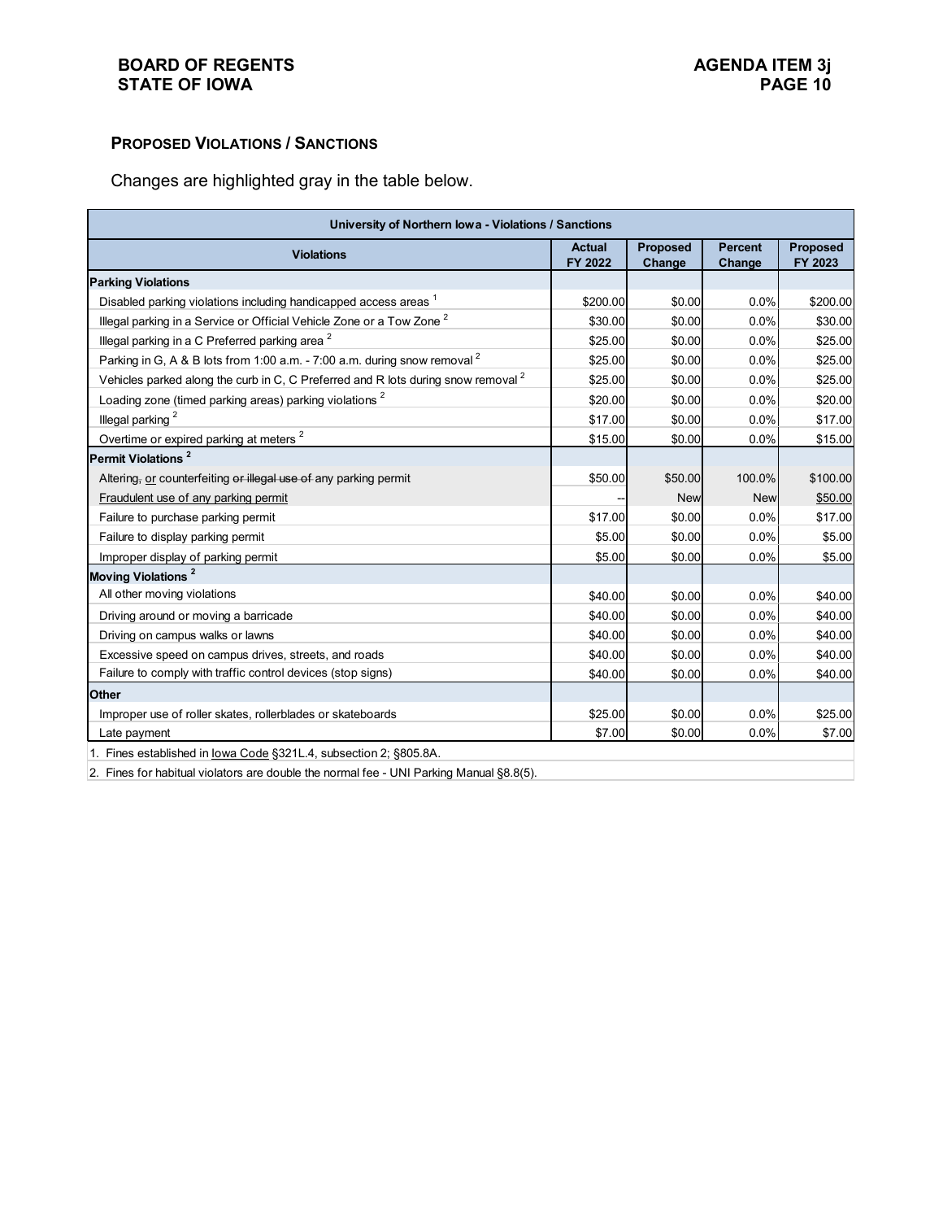### Proposed Violations / Sanctions

Changes are highlighted gray in the table below.

| University of Northern Iowa - Violations / Sanctions | | | | |
|---|---|---|---|---|
| **Violations** | **Actual FY 2022** | **Proposed Change** | **Percent Change** | **Proposed FY 2023** |
| **Parking Violations** | | | | |
| Disabled parking violations including handicapped access areas [1] | $200.00 | $0.00 | 0.0% | $200.00 |
| Illegal parking in a Service or Official Vehicle Zone or a Tow Zone [2] | $30.00 | $0.00 | 0.0% | $30.00 |
| Illegal parking in a C Preferred parking area [2] | $25.00 | $0.00 | 0.0% | $25.00 |
| Parking in G, A & B lots from 1:00 a.m. - 7:00 a.m. during snow removal [2] | $25.00 | $0.00 | 0.0% | $25.00 |
| Vehicles parked along the curb in C, C Preferred and R lots during snow removal [2] | $25.00 | $0.00 | 0.0% | $25.00 |
| Loading zone (timed parking areas) parking violations [2] | $20.00 | $0.00 | 0.0% | $20.00 |
| Illegal parking [2] | $17.00 | $0.00 | 0.0% | $17.00 |
| Overtime or expired parking at meters [2] | $15.00 | $0.00 | 0.0% | $15.00 |
| **Permit Violations [2]** | | | | |
| Altering, <u>or</u> counterfeiting ~~or illegal use of~~ any parking permit | $50.00 | $50.00 | 100.0% | $100.00 |
| <u>Fraudulent use of any parking permit</u> | -- | New | New | <u>$50.00</u> |
| Failure to purchase parking permit | $17.00 | $0.00 | 0.0% | $17.00 |
| Failure to display parking permit | $5.00 | $0.00 | 0.0% | $5.00 |
| Improper display of parking permit | $5.00 | $0.00 | 0.0% | $5.00 |
| **Moving Violations [2]** | | | | |
| All other moving violations | $40.00 | $0.00 | 0.0% | $40.00 |
| Driving around or moving a barricade | $40.00 | $0.00 | 0.0% | $40.00 |
| Driving on campus walks or lawns | $40.00 | $0.00 | 0.0% | $40.00 |
| Excessive speed on campus drives, streets, and roads | $40.00 | $0.00 | 0.0% | $40.00 |
| Failure to comply with traffic control devices (stop signs) | $40.00 | $0.00 | 0.0% | $40.00 |
| **Other** | | | | |
| Improper use of roller skates, rollerblades or skateboards | $25.00 | $0.00 | 0.0% | $25.00 |
| Late payment | $7.00 | $0.00 | 0.0% | $7.00 |

1. Fines established in <u>Iowa Code</u> §321L.4, subsection 2; §805.8A.
2. Fines for habitual violators are double the normal fee - UNI Parking Manual §8.8(5).